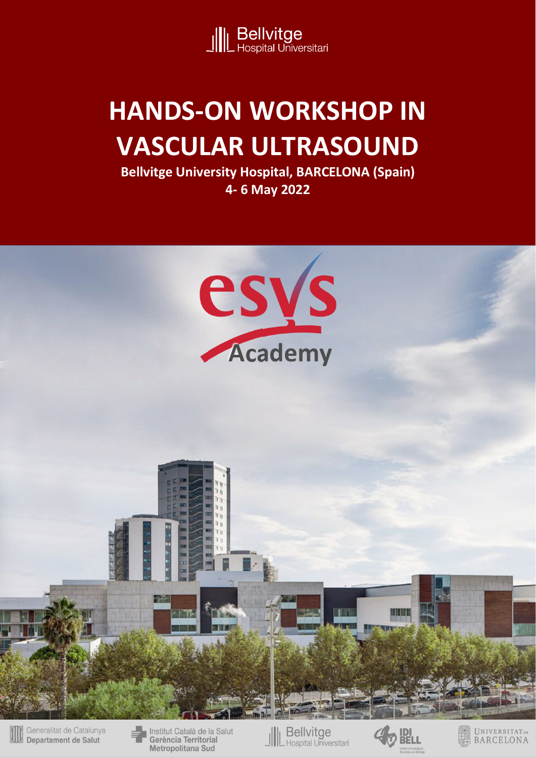Bellvitge
Hospital Universitari

# HANDS-ON WORKSHOP IN VASCULAR ULTRASOUND

**Bellvitge University Hospital, BARCELONA (Spain)**

**4- 6 May 2022**

esvs Academy

Generalitat de Catalunya
**Departament de Salut**

Institut Català de la Salut
**Gerència Territorial Metropolitana Sud**

Bellvitge
Hospital Universitari

IDI BELL

UNIVERSITAT DE BARCELONA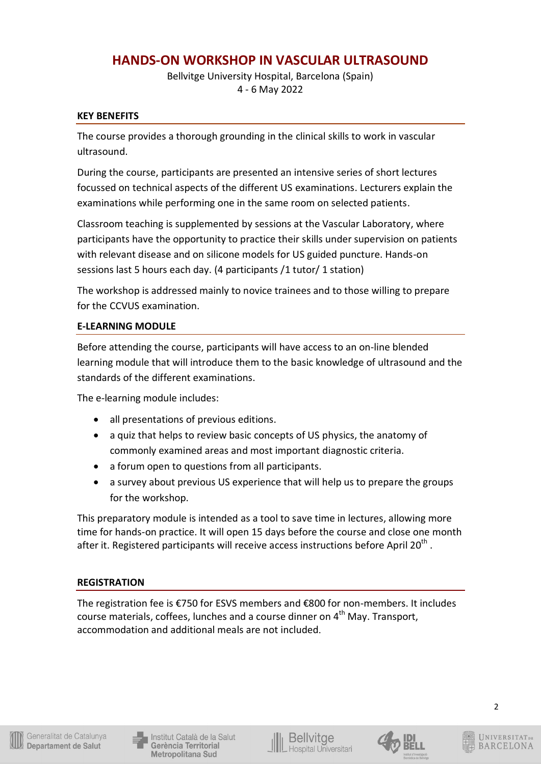# HANDS-ON WORKSHOP IN VASCULAR ULTRASOUND

Bellvitge University Hospital, Barcelona (Spain)
4 - 6 May 2022

## KEY BENEFITS

The course provides a thorough grounding in the clinical skills to work in vascular ultrasound.

During the course, participants are presented an intensive series of short lectures focussed on technical aspects of the different US examinations. Lecturers explain the examinations while performing one in the same room on selected patients.

Classroom teaching is supplemented by sessions at the Vascular Laboratory, where participants have the opportunity to practice their skills under supervision on patients with relevant disease and on silicone models for US guided puncture. Hands-on sessions last 5 hours each day. (4 participants /1 tutor/ 1 station)

The workshop is addressed mainly to novice trainees and to those willing to prepare for the CCVUS examination.

## E-LEARNING MODULE

Before attending the course, participants will have access to an on-line blended learning module that will introduce them to the basic knowledge of ultrasound and the standards of the different examinations.

The e-learning module includes:

- all presentations of previous editions.
- a quiz that helps to review basic concepts of US physics, the anatomy of commonly examined areas and most important diagnostic criteria.
- a forum open to questions from all participants.
- a survey about previous US experience that will help us to prepare the groups for the workshop.

This preparatory module is intended as a tool to save time in lectures, allowing more time for hands-on practice. It will open 15 days before the course and close one month after it. Registered participants will receive access instructions before April 20th .

## REGISTRATION

The registration fee is €750 for ESVS members and €800 for non-members. It includes course materials, coffees, lunches and a course dinner on 4th May. Transport, accommodation and additional meals are not included.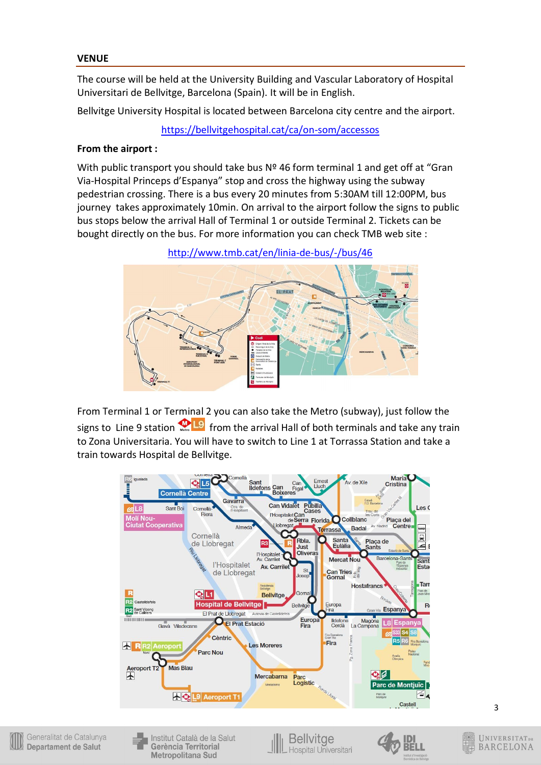## VENUE

The course will be held at the University Building and Vascular Laboratory of Hospital Universitari de Bellvitge, Barcelona (Spain). It will be in English.

Bellvitge University Hospital is located between Barcelona city centre and the airport.

https://bellvitgehospital.cat/ca/on-som/accessos

**From the airport :**

With public transport you should take bus Nº 46 form terminal 1 and get off at “Gran Via-Hospital Princeps d’Espanya” stop and cross the highway using the subway pedestrian crossing. There is a bus every 20 minutes from 5:30AM till 12:00PM, bus journey takes approximately 10min. On arrival to the airport follow the signs to public bus stops below the arrival Hall of Terminal 1 or outside Terminal 2. Tickets can be bought directly on the bus. For more information you can check TMB web site :

http://www.tmb.cat/en/linia-de-bus/-/bus/46

From Terminal 1 or Terminal 2 you can also take the Metro (subway), just follow the signs to Line 9 station L9 from the arrival Hall of both terminals and take any train to Zona Universitaria. You will have to switch to Line 1 at Torrassa Station and take a train towards Hospital de Bellvitge.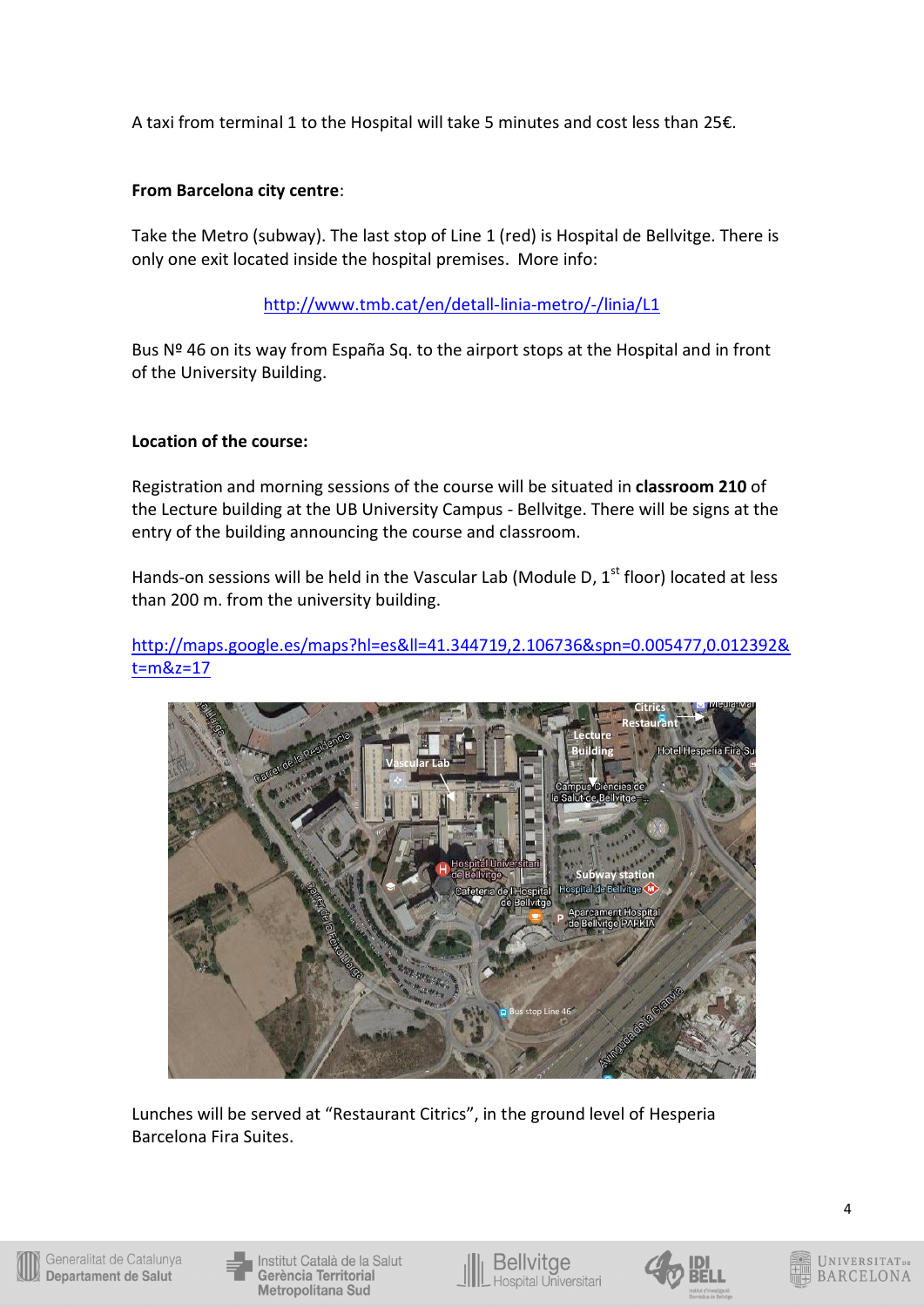A taxi from terminal 1 to the Hospital will take 5 minutes and cost less than 25€.

**From Barcelona city centre**:

Take the Metro (subway). The last stop of Line 1 (red) is Hospital de Bellvitge. There is only one exit located inside the hospital premises. More info:

http://www.tmb.cat/en/detall-linia-metro/-/linia/L1

Bus Nº 46 on its way from España Sq. to the airport stops at the Hospital and in front of the University Building.

**Location of the course:**

Registration and morning sessions of the course will be situated in **classroom 210** of the Lecture building at the UB University Campus - Bellvitge. There will be signs at the entry of the building announcing the course and classroom.

Hands-on sessions will be held in the Vascular Lab (Module D, 1st floor) located at less than 200 m. from the university building.

http://maps.google.es/maps?hl=es&ll=41.344719,2.106736&spn=0.005477,0.012392&t=m&z=17

Lunches will be served at "Restaurant Citrics", in the ground level of Hesperia Barcelona Fira Suites.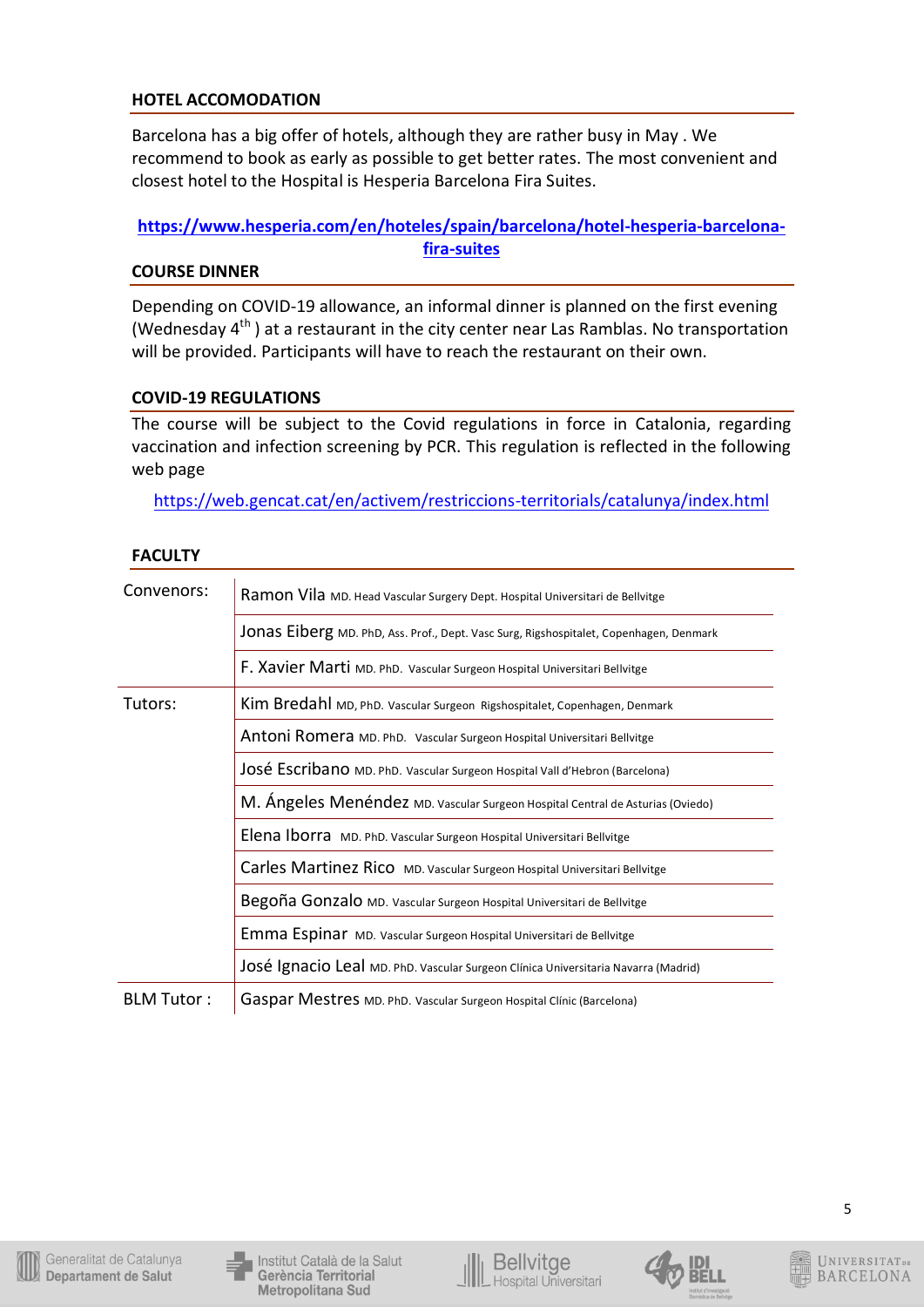## HOTEL ACCOMODATION

Barcelona has a big offer of hotels, although they are rather busy in May . We recommend to book as early as possible to get better rates. The most convenient and closest hotel to the Hospital is Hesperia Barcelona Fira Suites.

**https://www.hesperia.com/en/hoteles/spain/barcelona/hotel-hesperia-barcelona-fira-suites**

## COURSE DINNER

Depending on COVID-19 allowance, an informal dinner is planned on the first evening (Wednesday 4th ) at a restaurant in the city center near Las Ramblas. No transportation will be provided. Participants will have to reach the restaurant on their own.

## COVID-19 REGULATIONS

The course will be subject to the Covid regulations in force in Catalonia, regarding vaccination and infection screening by PCR. This regulation is reflected in the following web page

https://web.gencat.cat/en/activem/restriccions-territorials/catalunya/index.html

## FACULTY

| | |
|---|---|
| Convenors: | Ramon Vila MD. Head Vascular Surgery Dept. Hospital Universitari de Bellvitge |
| | Jonas Eiberg MD. PhD, Ass. Prof., Dept. Vasc Surg, Rigshospitalet, Copenhagen, Denmark |
| | F. Xavier Marti MD. PhD. Vascular Surgeon Hospital Universitari Bellvitge |
| Tutors: | Kim Bredahl MD, PhD. Vascular Surgeon Rigshospitalet, Copenhagen, Denmark |
| | Antoni Romera MD. PhD. Vascular Surgeon Hospital Universitari Bellvitge |
| | José Escribano MD. PhD. Vascular Surgeon Hospital Vall d'Hebron (Barcelona) |
| | M. Ángeles Menéndez MD. Vascular Surgeon Hospital Central de Asturias (Oviedo) |
| | Elena Iborra MD. PhD. Vascular Surgeon Hospital Universitari Bellvitge |
| | Carles Martinez Rico MD. Vascular Surgeon Hospital Universitari Bellvitge |
| | Begoña Gonzalo MD. Vascular Surgeon Hospital Universitari de Bellvitge |
| | Emma Espinar MD. Vascular Surgeon Hospital Universitari de Bellvitge |
| | José Ignacio Leal MD. PhD. Vascular Surgeon Clínica Universitaria Navarra (Madrid) |
| BLM Tutor : | Gaspar Mestres MD. PhD. Vascular Surgeon Hospital Clínic (Barcelona) |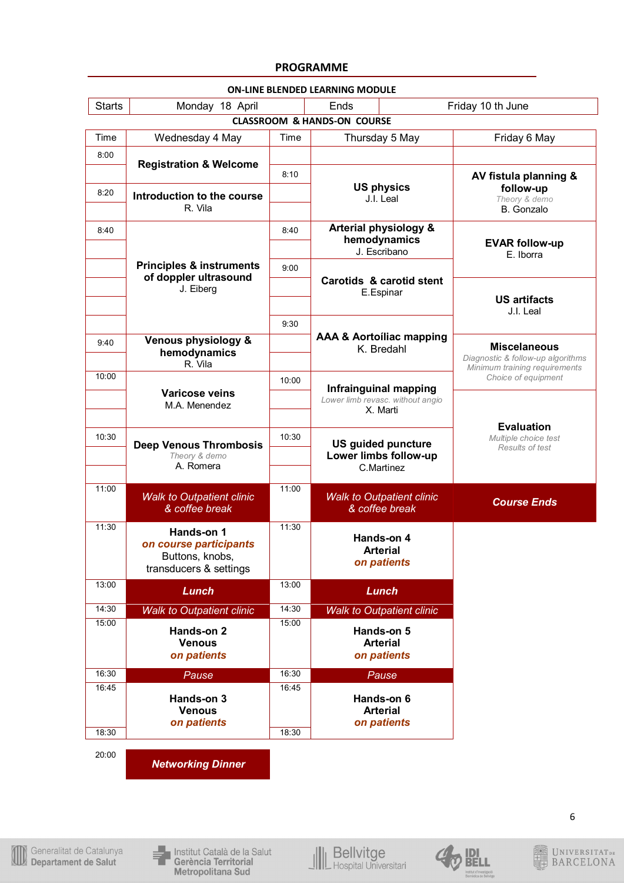## PROGRAMME

**ON-LINE BLENDED LEARNING MODULE**

| Starts | Monday 18 April | Ends | Friday 10 th June |
|---|---|---|---|

**CLASSROOM & HANDS-ON COURSE**

| Time | Wednesday 4 May | Time | Thursday 5 May | Friday 6 May |
|---|---|---|---|---|
| 8:00 | **Registration & Welcome** | | | |
| | | 8:10 | **US physics** J.I. Leal | **AV fistula planning & follow-up** *Theory & demo* B. Gonzalo |
| 8:20 | **Introduction to the course** R. Vila | | | |
| 8:40 | **Principles & instruments of doppler ultrasound** J. Eiberg | 8:40 | **Arterial physiology & hemodynamics** J. Escribano | **EVAR follow-up** E. Iborra |
| | | 9:00 | **Carotids & carotid stent** E.Espinar | **US artifacts** J.I. Leal |
| | | 9:30 | **AAA & Aortoíliac mapping** K. Bredahl | |
| 9:40 | **Venous physiology & hemodynamics** R. Vila | | | **Miscelaneous** *Diagnostic & follow-up algorithms* *Minimum training requirements* *Choice of equipment* |
| 10:00 | **Varicose veins** M.A. Menendez | 10:00 | **Infrainguinal mapping** *Lower limb revasc. without angio* X. Marti | |
| 10:30 | **Deep Venous Thrombosis** *Theory & demo* A. Romera | 10:30 | **US guided puncture Lower limbs follow-up** C.Martinez | **Evaluation** *Multiple choice test* *Results of test* |
| 11:00 | ***Walk to Outpatient clinic & coffee break*** | 11:00 | ***Walk to Outpatient clinic & coffee break*** | ***Course Ends*** |
| 11:30 | **Hands-on 1** ***on course participants*** Buttons, knobs, transducers & settings | 11:30 | **Hands-on 4 Arterial** ***on patients*** | |
| 13:00 | ***Lunch*** | 13:00 | ***Lunch*** | |
| 14:30 | *Walk to Outpatient clinic* | 14:30 | *Walk to Outpatient clinic* | |
| 15:00 | **Hands-on 2 Venous** ***on patients*** | 15:00 | **Hands-on 5 Arterial** ***on patients*** | |
| 16:30 | *Pause* | 16:30 | *Pause* | |
| 16:45 | **Hands-on 3 Venous** ***on patients*** | 16:45 | **Hands-on 6 Arterial** ***on patients*** | |
| 18:30 | | 18:30 | | |
| 20:00 | ***Networking Dinner*** | | | |